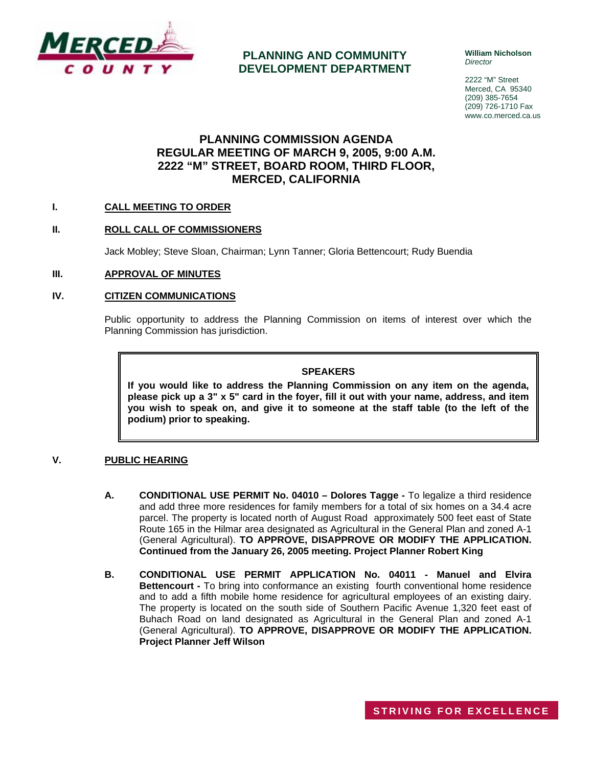# PLANNING AND COMMUNITY DEVELOPMENT DEPARTMENT

**William Nicholson**
*Director*

2222 "M" Street
Merced, CA 95340
(209) 385-7654
(209) 726-1710 Fax
www.co.merced.ca.us

## PLANNING COMMISSION AGENDA
## REGULAR MEETING OF MARCH 9, 2005, 9:00 A.M.
## 2222 "M" STREET, BOARD ROOM, THIRD FLOOR, MERCED, CALIFORNIA

**I. CALL MEETING TO ORDER**

**II. ROLL CALL OF COMMISSIONERS**

Jack Mobley; Steve Sloan, Chairman; Lynn Tanner; Gloria Bettencourt; Rudy Buendia

**III. APPROVAL OF MINUTES**

**IV. CITIZEN COMMUNICATIONS**

Public opportunity to address the Planning Commission on items of interest over which the Planning Commission has jurisdiction.

> **SPEAKERS**
>
> **If you would like to address the Planning Commission on any item on the agenda, please pick up a 3" x 5" card in the foyer, fill it out with your name, address, and item you wish to speak on, and give it to someone at the staff table (to the left of the podium) prior to speaking.**

**V. PUBLIC HEARING**

**A. CONDITIONAL USE PERMIT No. 04010 – Dolores Tagge -** To legalize a third residence and add three more residences for family members for a total of six homes on a 34.4 acre parcel. The property is located north of August Road approximately 500 feet east of State Route 165 in the Hilmar area designated as Agricultural in the General Plan and zoned A-1 (General Agricultural). **TO APPROVE, DISAPPROVE OR MODIFY THE APPLICATION. Continued from the January 26, 2005 meeting. Project Planner Robert King**

**B. CONDITIONAL USE PERMIT APPLICATION No. 04011 - Manuel and Elvira Bettencourt -** To bring into conformance an existing fourth conventional home residence and to add a fifth mobile home residence for agricultural employees of an existing dairy. The property is located on the south side of Southern Pacific Avenue 1,320 feet east of Buhach Road on land designated as Agricultural in the General Plan and zoned A-1 (General Agricultural). **TO APPROVE, DISAPPROVE OR MODIFY THE APPLICATION. Project Planner Jeff Wilson**

STRIVING FOR EXCELLENCE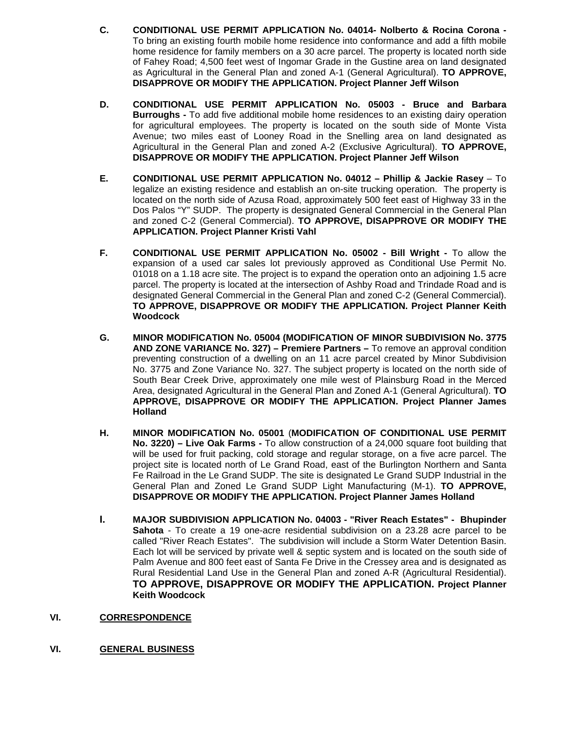**C. CONDITIONAL USE PERMIT APPLICATION No. 04014- Nolberto & Rocina Corona -** To bring an existing fourth mobile home residence into conformance and add a fifth mobile home residence for family members on a 30 acre parcel. The property is located north side of Fahey Road; 4,500 feet west of Ingomar Grade in the Gustine area on land designated as Agricultural in the General Plan and zoned A-1 (General Agricultural). **TO APPROVE, DISAPPROVE OR MODIFY THE APPLICATION. Project Planner Jeff Wilson**

**D. CONDITIONAL USE PERMIT APPLICATION No. 05003 - Bruce and Barbara Burroughs -** To add five additional mobile home residences to an existing dairy operation for agricultural employees. The property is located on the south side of Monte Vista Avenue; two miles east of Looney Road in the Snelling area on land designated as Agricultural in the General Plan and zoned A-2 (Exclusive Agricultural). **TO APPROVE, DISAPPROVE OR MODIFY THE APPLICATION. Project Planner Jeff Wilson**

**E. CONDITIONAL USE PERMIT APPLICATION No. 04012 – Phillip & Jackie Rasey** – To legalize an existing residence and establish an on-site trucking operation. The property is located on the north side of Azusa Road, approximately 500 feet east of Highway 33 in the Dos Palos "Y" SUDP. The property is designated General Commercial in the General Plan and zoned C-2 (General Commercial). **TO APPROVE, DISAPPROVE OR MODIFY THE APPLICATION. Project Planner Kristi Vahl**

**F. CONDITIONAL USE PERMIT APPLICATION No. 05002 - Bill Wright -** To allow the expansion of a used car sales lot previously approved as Conditional Use Permit No. 01018 on a 1.18 acre site. The project is to expand the operation onto an adjoining 1.5 acre parcel. The property is located at the intersection of Ashby Road and Trindade Road and is designated General Commercial in the General Plan and zoned C-2 (General Commercial). **TO APPROVE, DISAPPROVE OR MODIFY THE APPLICATION. Project Planner Keith Woodcock**

**G. MINOR MODIFICATION No. 05004 (MODIFICATION OF MINOR SUBDIVISION No. 3775 AND ZONE VARIANCE No. 327) – Premiere Partners –** To remove an approval condition preventing construction of a dwelling on an 11 acre parcel created by Minor Subdivision No. 3775 and Zone Variance No. 327. The subject property is located on the north side of South Bear Creek Drive, approximately one mile west of Plainsburg Road in the Merced Area, designated Agricultural in the General Plan and Zoned A-1 (General Agricultural). **TO APPROVE, DISAPPROVE OR MODIFY THE APPLICATION. Project Planner James Holland**

**H. MINOR MODIFICATION No. 05001** (**MODIFICATION OF CONDITIONAL USE PERMIT No. 3220) – Live Oak Farms -** To allow construction of a 24,000 square foot building that will be used for fruit packing, cold storage and regular storage, on a five acre parcel. The project site is located north of Le Grand Road, east of the Burlington Northern and Santa Fe Railroad in the Le Grand SUDP. The site is designated Le Grand SUDP Industrial in the General Plan and Zoned Le Grand SUDP Light Manufacturing (M-1). **TO APPROVE, DISAPPROVE OR MODIFY THE APPLICATION. Project Planner James Holland**

**I. MAJOR SUBDIVISION APPLICATION No. 04003 - "River Reach Estates" - Bhupinder Sahota** - To create a 19 one-acre residential subdivision on a 23.28 acre parcel to be called "River Reach Estates". The subdivision will include a Storm Water Detention Basin. Each lot will be serviced by private well & septic system and is located on the south side of Palm Avenue and 800 feet east of Santa Fe Drive in the Cressey area and is designated as Rural Residential Land Use in the General Plan and zoned A-R (Agricultural Residential). **TO APPROVE, DISAPPROVE OR MODIFY THE APPLICATION. Project Planner Keith Woodcock**

## VI. CORRESPONDENCE

## VI. GENERAL BUSINESS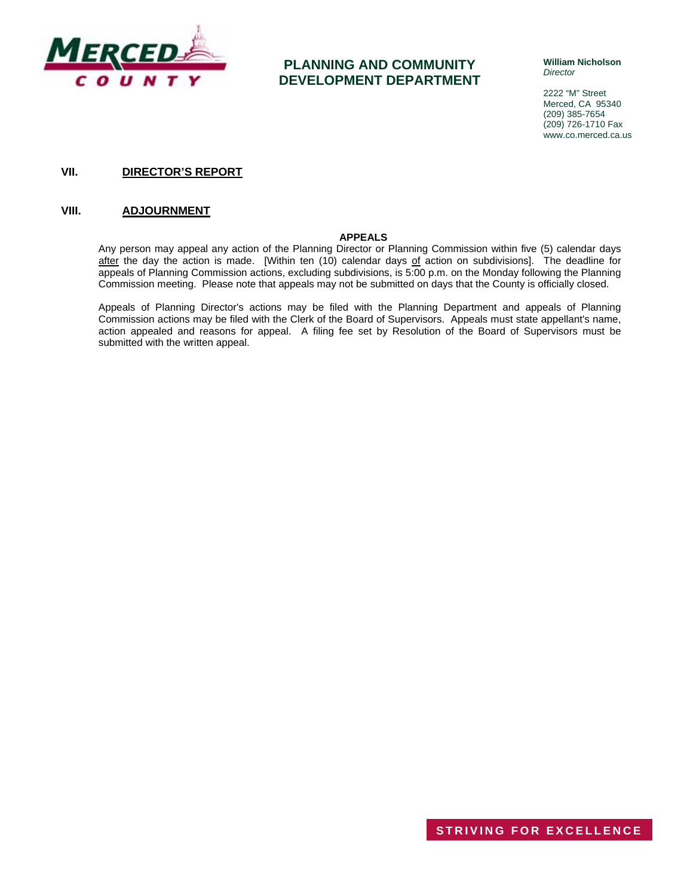# PLANNING AND COMMUNITY DEVELOPMENT DEPARTMENT

**William Nicholson**
*Director*

2222 "M" Street
Merced, CA 95340
(209) 385-7654
(209) 726-1710 Fax
www.co.merced.ca.us

## VII. DIRECTOR'S REPORT

## VIII. ADJOURNMENT

**APPEALS**

Any person may appeal any action of the Planning Director or Planning Commission within five (5) calendar days after the day the action is made. [Within ten (10) calendar days of action on subdivisions]. The deadline for appeals of Planning Commission actions, excluding subdivisions, is 5:00 p.m. on the Monday following the Planning Commission meeting. Please note that appeals may not be submitted on days that the County is officially closed.

Appeals of Planning Director's actions may be filed with the Planning Department and appeals of Planning Commission actions may be filed with the Clerk of the Board of Supervisors. Appeals must state appellant's name, action appealed and reasons for appeal. A filing fee set by Resolution of the Board of Supervisors must be submitted with the written appeal.

**STRIVING FOR EXCELLENCE**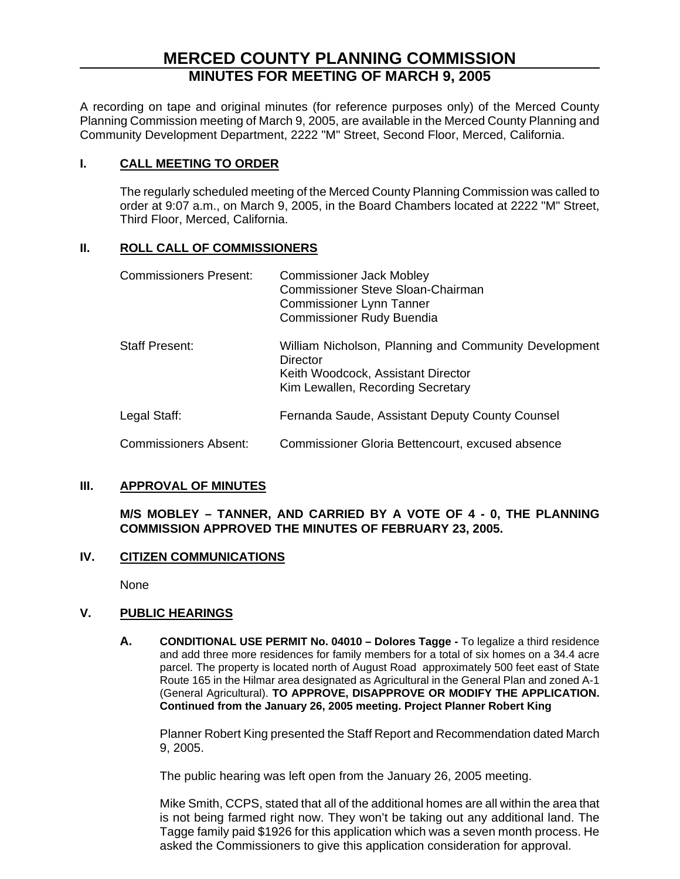# MERCED COUNTY PLANNING COMMISSION

## MINUTES FOR MEETING OF MARCH 9, 2005

A recording on tape and original minutes (for reference purposes only) of the Merced County Planning Commission meeting of March 9, 2005, are available in the Merced County Planning and Community Development Department, 2222 "M" Street, Second Floor, Merced, California.

### I. CALL MEETING TO ORDER

The regularly scheduled meeting of the Merced County Planning Commission was called to order at 9:07 a.m., on March 9, 2005, in the Board Chambers located at 2222 "M" Street, Third Floor, Merced, California.

### II. ROLL CALL OF COMMISSIONERS

| | |
|---|---|
| Commissioners Present: | Commissioner Jack Mobley<br>Commissioner Steve Sloan-Chairman<br>Commissioner Lynn Tanner<br>Commissioner Rudy Buendia |
| Staff Present: | William Nicholson, Planning and Community Development Director<br>Keith Woodcock, Assistant Director<br>Kim Lewallen, Recording Secretary |
| Legal Staff: | Fernanda Saude, Assistant Deputy County Counsel |
| Commissioners Absent: | Commissioner Gloria Bettencourt, excused absence |

### III. APPROVAL OF MINUTES

**M/S MOBLEY – TANNER, AND CARRIED BY A VOTE OF 4 - 0, THE PLANNING COMMISSION APPROVED THE MINUTES OF FEBRUARY 23, 2005.**

### IV. CITIZEN COMMUNICATIONS

None

### V. PUBLIC HEARINGS

**A. CONDITIONAL USE PERMIT No. 04010 – Dolores Tagge -** To legalize a third residence and add three more residences for family members for a total of six homes on a 34.4 acre parcel. The property is located north of August Road approximately 500 feet east of State Route 165 in the Hilmar area designated as Agricultural in the General Plan and zoned A-1 (General Agricultural). **TO APPROVE, DISAPPROVE OR MODIFY THE APPLICATION. Continued from the January 26, 2005 meeting. Project Planner Robert King**

Planner Robert King presented the Staff Report and Recommendation dated March 9, 2005.

The public hearing was left open from the January 26, 2005 meeting.

Mike Smith, CCPS, stated that all of the additional homes are all within the area that is not being farmed right now. They won't be taking out any additional land. The Tagge family paid $1926 for this application which was a seven month process. He asked the Commissioners to give this application consideration for approval.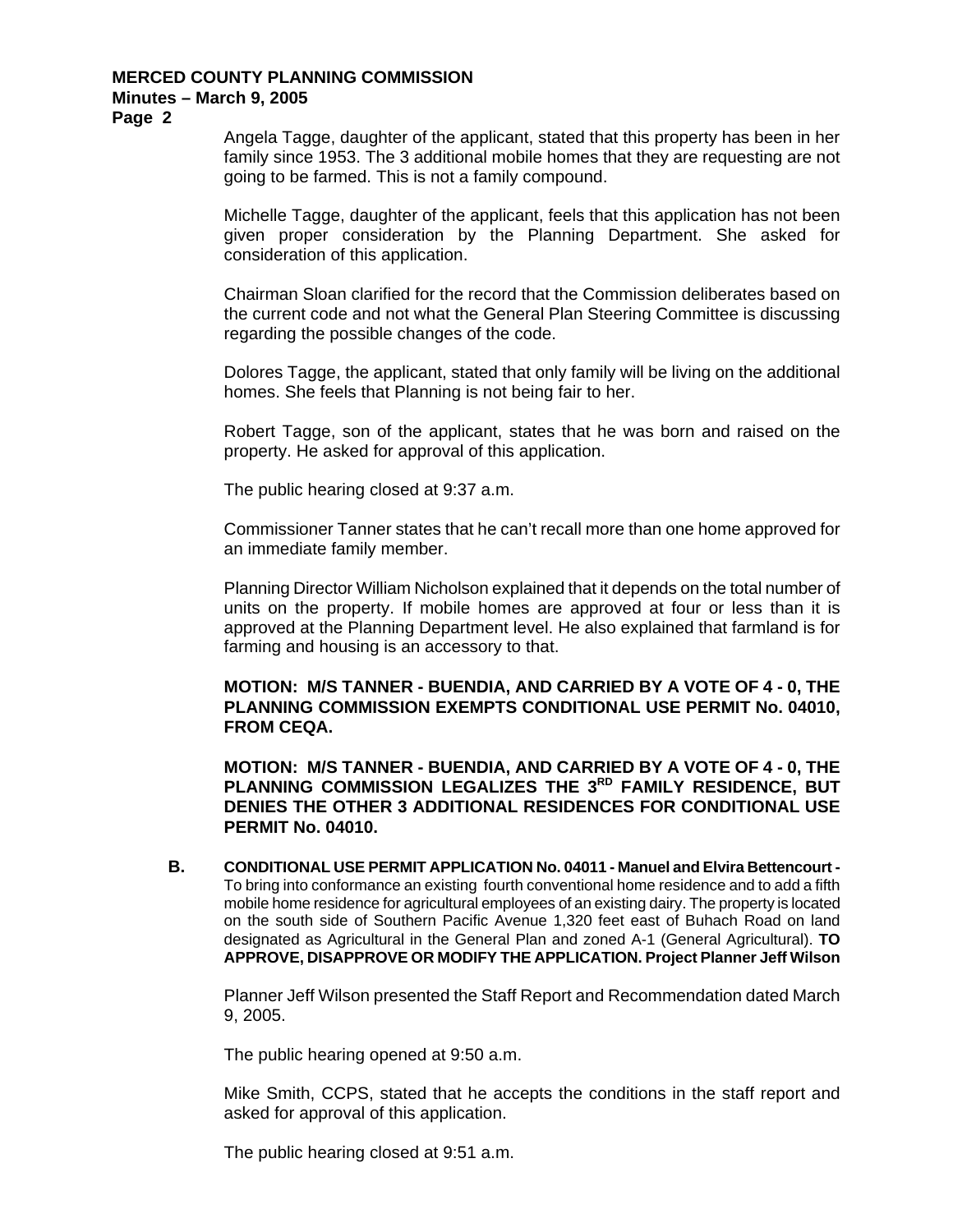Angela Tagge, daughter of the applicant, stated that this property has been in her family since 1953. The 3 additional mobile homes that they are requesting are not going to be farmed. This is not a family compound.

Michelle Tagge, daughter of the applicant, feels that this application has not been given proper consideration by the Planning Department. She asked for consideration of this application.

Chairman Sloan clarified for the record that the Commission deliberates based on the current code and not what the General Plan Steering Committee is discussing regarding the possible changes of the code.

Dolores Tagge, the applicant, stated that only family will be living on the additional homes. She feels that Planning is not being fair to her.

Robert Tagge, son of the applicant, states that he was born and raised on the property. He asked for approval of this application.

The public hearing closed at 9:37 a.m.

Commissioner Tanner states that he can't recall more than one home approved for an immediate family member.

Planning Director William Nicholson explained that it depends on the total number of units on the property. If mobile homes are approved at four or less than it is approved at the Planning Department level. He also explained that farmland is for farming and housing is an accessory to that.

**MOTION: M/S TANNER - BUENDIA, AND CARRIED BY A VOTE OF 4 - 0, THE PLANNING COMMISSION EXEMPTS CONDITIONAL USE PERMIT No. 04010, FROM CEQA.**

**MOTION: M/S TANNER - BUENDIA, AND CARRIED BY A VOTE OF 4 - 0, THE PLANNING COMMISSION LEGALIZES THE 3RD FAMILY RESIDENCE, BUT DENIES THE OTHER 3 ADDITIONAL RESIDENCES FOR CONDITIONAL USE PERMIT No. 04010.**

**B.** **CONDITIONAL USE PERMIT APPLICATION No. 04011 - Manuel and Elvira Bettencourt -** To bring into conformance an existing fourth conventional home residence and to add a fifth mobile home residence for agricultural employees of an existing dairy. The property is located on the south side of Southern Pacific Avenue 1,320 feet east of Buhach Road on land designated as Agricultural in the General Plan and zoned A-1 (General Agricultural). **TO APPROVE, DISAPPROVE OR MODIFY THE APPLICATION. Project Planner Jeff Wilson**

Planner Jeff Wilson presented the Staff Report and Recommendation dated March 9, 2005.

The public hearing opened at 9:50 a.m.

Mike Smith, CCPS, stated that he accepts the conditions in the staff report and asked for approval of this application.

The public hearing closed at 9:51 a.m.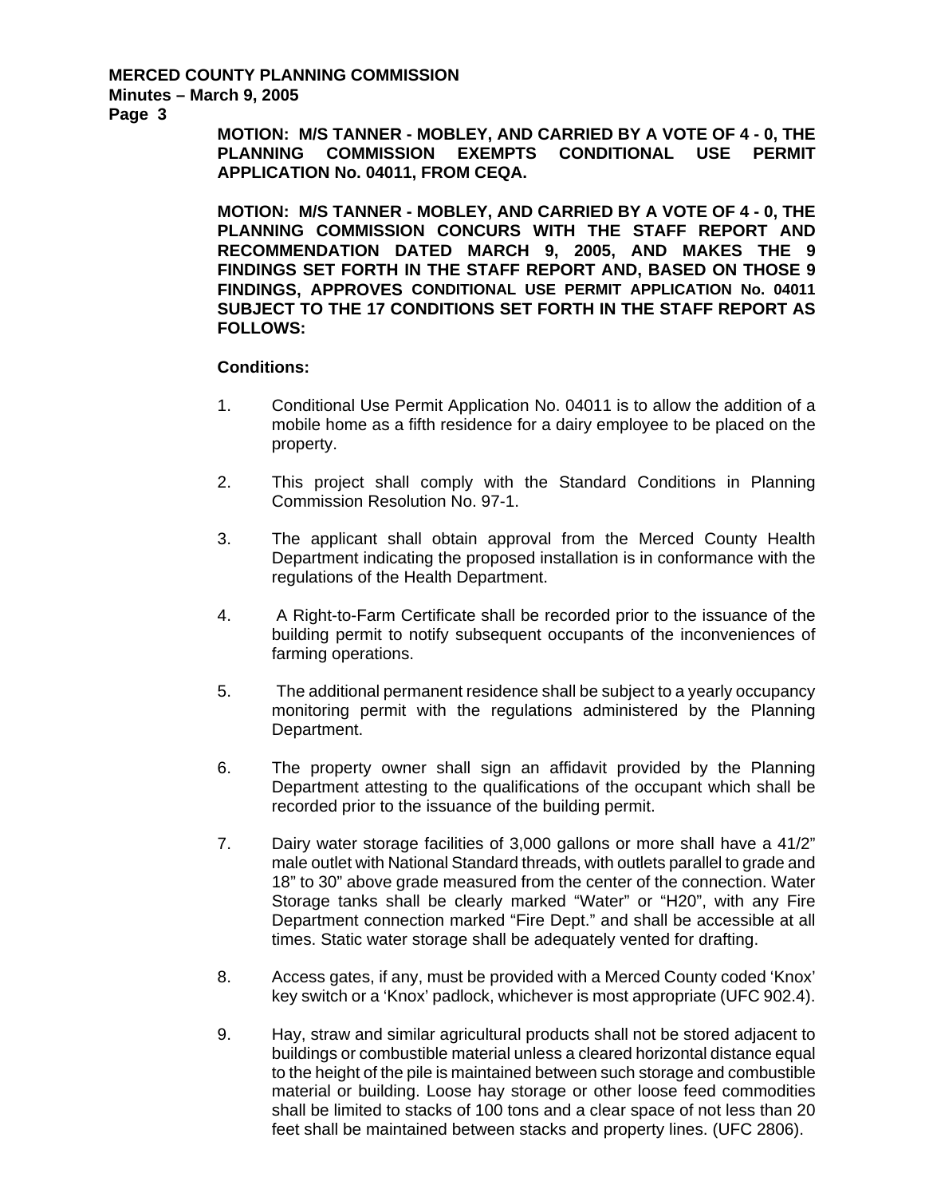**MOTION: M/S TANNER - MOBLEY, AND CARRIED BY A VOTE OF 4 - 0, THE PLANNING COMMISSION EXEMPTS CONDITIONAL USE PERMIT APPLICATION No. 04011, FROM CEQA.**

**MOTION: M/S TANNER - MOBLEY, AND CARRIED BY A VOTE OF 4 - 0, THE PLANNING COMMISSION CONCURS WITH THE STAFF REPORT AND RECOMMENDATION DATED MARCH 9, 2005, AND MAKES THE 9 FINDINGS SET FORTH IN THE STAFF REPORT AND, BASED ON THOSE 9 FINDINGS, APPROVES CONDITIONAL USE PERMIT APPLICATION No. 04011 SUBJECT TO THE 17 CONDITIONS SET FORTH IN THE STAFF REPORT AS FOLLOWS:**

**Conditions:**

1. Conditional Use Permit Application No. 04011 is to allow the addition of a mobile home as a fifth residence for a dairy employee to be placed on the property.

2. This project shall comply with the Standard Conditions in Planning Commission Resolution No. 97-1.

3. The applicant shall obtain approval from the Merced County Health Department indicating the proposed installation is in conformance with the regulations of the Health Department.

4. A Right-to-Farm Certificate shall be recorded prior to the issuance of the building permit to notify subsequent occupants of the inconveniences of farming operations.

5. The additional permanent residence shall be subject to a yearly occupancy monitoring permit with the regulations administered by the Planning Department.

6. The property owner shall sign an affidavit provided by the Planning Department attesting to the qualifications of the occupant which shall be recorded prior to the issuance of the building permit.

7. Dairy water storage facilities of 3,000 gallons or more shall have a 41/2" male outlet with National Standard threads, with outlets parallel to grade and 18" to 30" above grade measured from the center of the connection. Water Storage tanks shall be clearly marked "Water" or "H20", with any Fire Department connection marked "Fire Dept." and shall be accessible at all times. Static water storage shall be adequately vented for drafting.

8. Access gates, if any, must be provided with a Merced County coded 'Knox' key switch or a 'Knox' padlock, whichever is most appropriate (UFC 902.4).

9. Hay, straw and similar agricultural products shall not be stored adjacent to buildings or combustible material unless a cleared horizontal distance equal to the height of the pile is maintained between such storage and combustible material or building. Loose hay storage or other loose feed commodities shall be limited to stacks of 100 tons and a clear space of not less than 20 feet shall be maintained between stacks and property lines. (UFC 2806).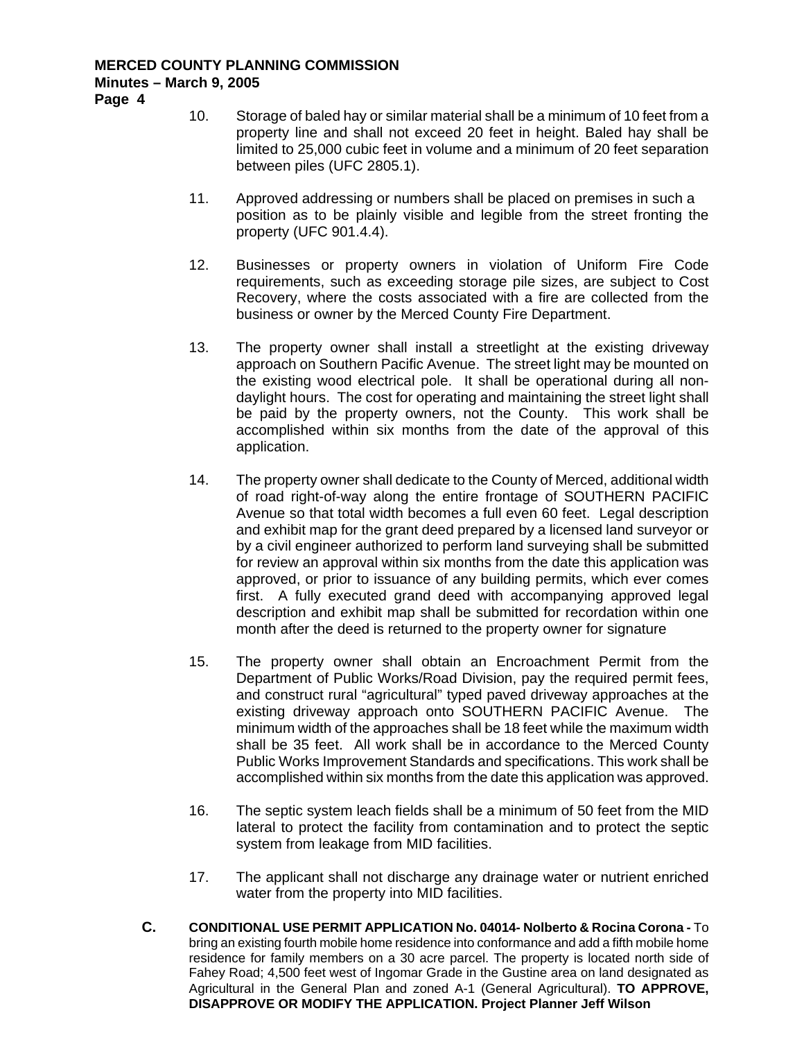10. Storage of baled hay or similar material shall be a minimum of 10 feet from a property line and shall not exceed 20 feet in height. Baled hay shall be limited to 25,000 cubic feet in volume and a minimum of 20 feet separation between piles (UFC 2805.1).

11. Approved addressing or numbers shall be placed on premises in such a position as to be plainly visible and legible from the street fronting the property (UFC 901.4.4).

12. Businesses or property owners in violation of Uniform Fire Code requirements, such as exceeding storage pile sizes, are subject to Cost Recovery, where the costs associated with a fire are collected from the business or owner by the Merced County Fire Department.

13. The property owner shall install a streetlight at the existing driveway approach on Southern Pacific Avenue. The street light may be mounted on the existing wood electrical pole. It shall be operational during all non-daylight hours. The cost for operating and maintaining the street light shall be paid by the property owners, not the County. This work shall be accomplished within six months from the date of the approval of this application.

14. The property owner shall dedicate to the County of Merced, additional width of road right-of-way along the entire frontage of SOUTHERN PACIFIC Avenue so that total width becomes a full even 60 feet. Legal description and exhibit map for the grant deed prepared by a licensed land surveyor or by a civil engineer authorized to perform land surveying shall be submitted for review an approval within six months from the date this application was approved, or prior to issuance of any building permits, which ever comes first. A fully executed grand deed with accompanying approved legal description and exhibit map shall be submitted for recordation within one month after the deed is returned to the property owner for signature

15. The property owner shall obtain an Encroachment Permit from the Department of Public Works/Road Division, pay the required permit fees, and construct rural "agricultural" typed paved driveway approaches at the existing driveway approach onto SOUTHERN PACIFIC Avenue. The minimum width of the approaches shall be 18 feet while the maximum width shall be 35 feet. All work shall be in accordance to the Merced County Public Works Improvement Standards and specifications. This work shall be accomplished within six months from the date this application was approved.

16. The septic system leach fields shall be a minimum of 50 feet from the MID lateral to protect the facility from contamination and to protect the septic system from leakage from MID facilities.

17. The applicant shall not discharge any drainage water or nutrient enriched water from the property into MID facilities.

**C.** **CONDITIONAL USE PERMIT APPLICATION No. 04014- Nolberto & Rocina Corona -** To bring an existing fourth mobile home residence into conformance and add a fifth mobile home residence for family members on a 30 acre parcel. The property is located north side of Fahey Road; 4,500 feet west of Ingomar Grade in the Gustine area on land designated as Agricultural in the General Plan and zoned A-1 (General Agricultural). **TO APPROVE, DISAPPROVE OR MODIFY THE APPLICATION. Project Planner Jeff Wilson**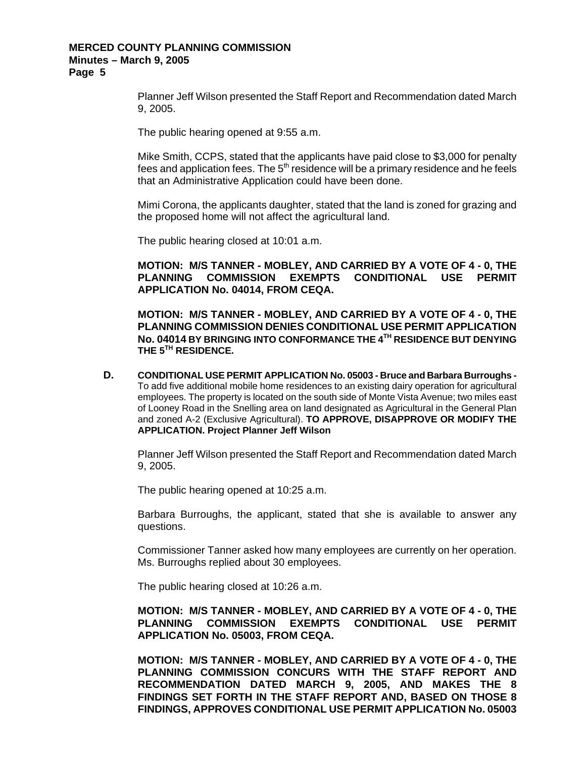Planner Jeff Wilson presented the Staff Report and Recommendation dated March 9, 2005.

The public hearing opened at 9:55 a.m.

Mike Smith, CCPS, stated that the applicants have paid close to $3,000 for penalty fees and application fees. The 5th residence will be a primary residence and he feels that an Administrative Application could have been done.

Mimi Corona, the applicants daughter, stated that the land is zoned for grazing and the proposed home will not affect the agricultural land.

The public hearing closed at 10:01 a.m.

**MOTION: M/S TANNER - MOBLEY, AND CARRIED BY A VOTE OF 4 - 0, THE PLANNING COMMISSION EXEMPTS CONDITIONAL USE PERMIT APPLICATION No. 04014, FROM CEQA.**

**MOTION: M/S TANNER - MOBLEY, AND CARRIED BY A VOTE OF 4 - 0, THE PLANNING COMMISSION DENIES CONDITIONAL USE PERMIT APPLICATION No. 04014 BY BRINGING INTO CONFORMANCE THE 4TH RESIDENCE BUT DENYING THE 5TH RESIDENCE.**

**D. CONDITIONAL USE PERMIT APPLICATION No. 05003 - Bruce and Barbara Burroughs -** To add five additional mobile home residences to an existing dairy operation for agricultural employees. The property is located on the south side of Monte Vista Avenue; two miles east of Looney Road in the Snelling area on land designated as Agricultural in the General Plan and zoned A-2 (Exclusive Agricultural). **TO APPROVE, DISAPPROVE OR MODIFY THE APPLICATION. Project Planner Jeff Wilson**

Planner Jeff Wilson presented the Staff Report and Recommendation dated March 9, 2005.

The public hearing opened at 10:25 a.m.

Barbara Burroughs, the applicant, stated that she is available to answer any questions.

Commissioner Tanner asked how many employees are currently on her operation. Ms. Burroughs replied about 30 employees.

The public hearing closed at 10:26 a.m.

**MOTION: M/S TANNER - MOBLEY, AND CARRIED BY A VOTE OF 4 - 0, THE PLANNING COMMISSION EXEMPTS CONDITIONAL USE PERMIT APPLICATION No. 05003, FROM CEQA.**

**MOTION: M/S TANNER - MOBLEY, AND CARRIED BY A VOTE OF 4 - 0, THE PLANNING COMMISSION CONCURS WITH THE STAFF REPORT AND RECOMMENDATION DATED MARCH 9, 2005, AND MAKES THE 8 FINDINGS SET FORTH IN THE STAFF REPORT AND, BASED ON THOSE 8 FINDINGS, APPROVES CONDITIONAL USE PERMIT APPLICATION No. 05003**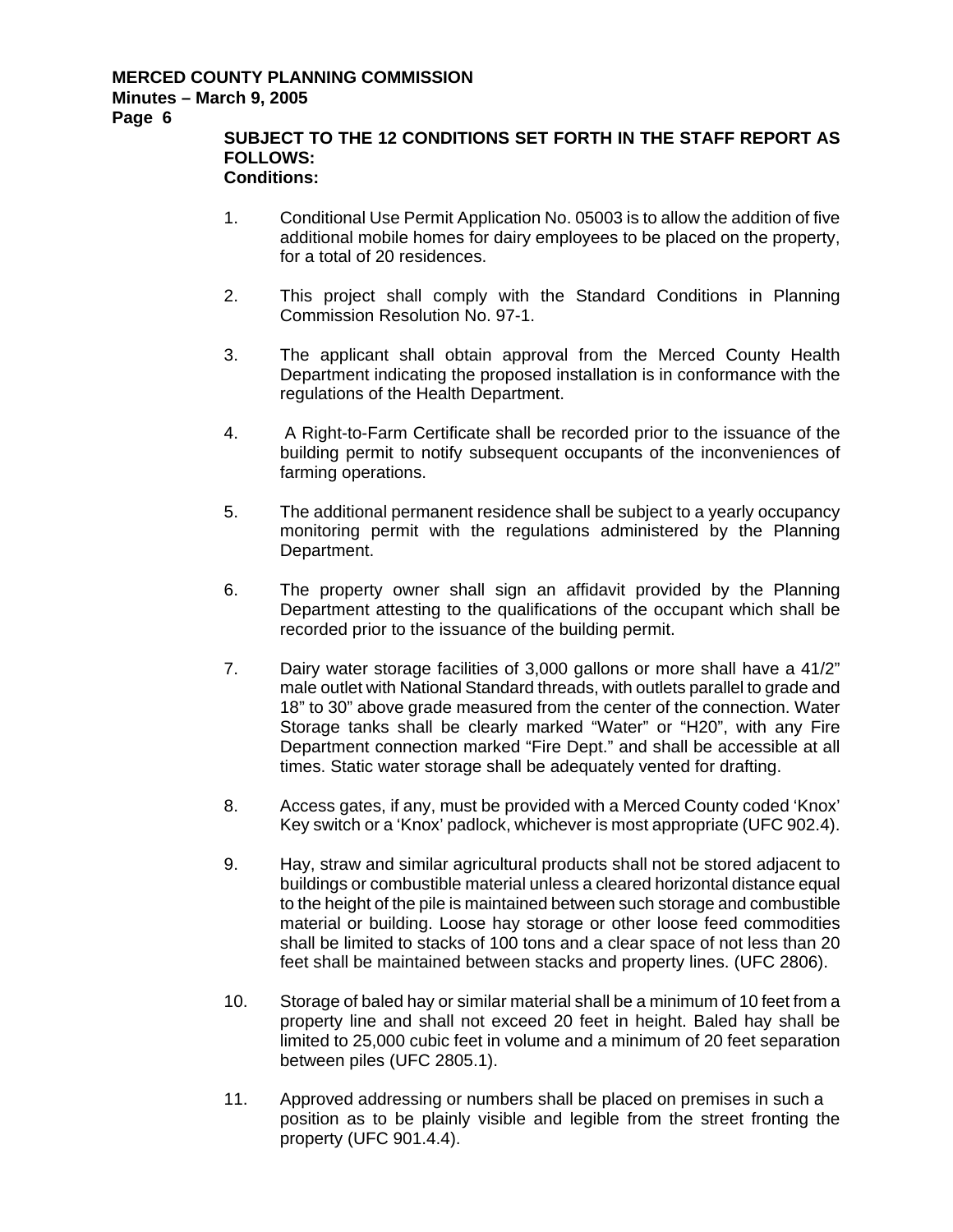**SUBJECT TO THE 12 CONDITIONS SET FORTH IN THE STAFF REPORT AS FOLLOWS:**
**Conditions:**

1. Conditional Use Permit Application No. 05003 is to allow the addition of five additional mobile homes for dairy employees to be placed on the property, for a total of 20 residences.

2. This project shall comply with the Standard Conditions in Planning Commission Resolution No. 97-1.

3. The applicant shall obtain approval from the Merced County Health Department indicating the proposed installation is in conformance with the regulations of the Health Department.

4. A Right-to-Farm Certificate shall be recorded prior to the issuance of the building permit to notify subsequent occupants of the inconveniences of farming operations.

5. The additional permanent residence shall be subject to a yearly occupancy monitoring permit with the regulations administered by the Planning Department.

6. The property owner shall sign an affidavit provided by the Planning Department attesting to the qualifications of the occupant which shall be recorded prior to the issuance of the building permit.

7. Dairy water storage facilities of 3,000 gallons or more shall have a 41/2" male outlet with National Standard threads, with outlets parallel to grade and 18" to 30" above grade measured from the center of the connection. Water Storage tanks shall be clearly marked "Water" or "H20", with any Fire Department connection marked "Fire Dept." and shall be accessible at all times. Static water storage shall be adequately vented for drafting.

8. Access gates, if any, must be provided with a Merced County coded 'Knox' Key switch or a 'Knox' padlock, whichever is most appropriate (UFC 902.4).

9. Hay, straw and similar agricultural products shall not be stored adjacent to buildings or combustible material unless a cleared horizontal distance equal to the height of the pile is maintained between such storage and combustible material or building. Loose hay storage or other loose feed commodities shall be limited to stacks of 100 tons and a clear space of not less than 20 feet shall be maintained between stacks and property lines. (UFC 2806).

10. Storage of baled hay or similar material shall be a minimum of 10 feet from a property line and shall not exceed 20 feet in height. Baled hay shall be limited to 25,000 cubic feet in volume and a minimum of 20 feet separation between piles (UFC 2805.1).

11. Approved addressing or numbers shall be placed on premises in such a position as to be plainly visible and legible from the street fronting the property (UFC 901.4.4).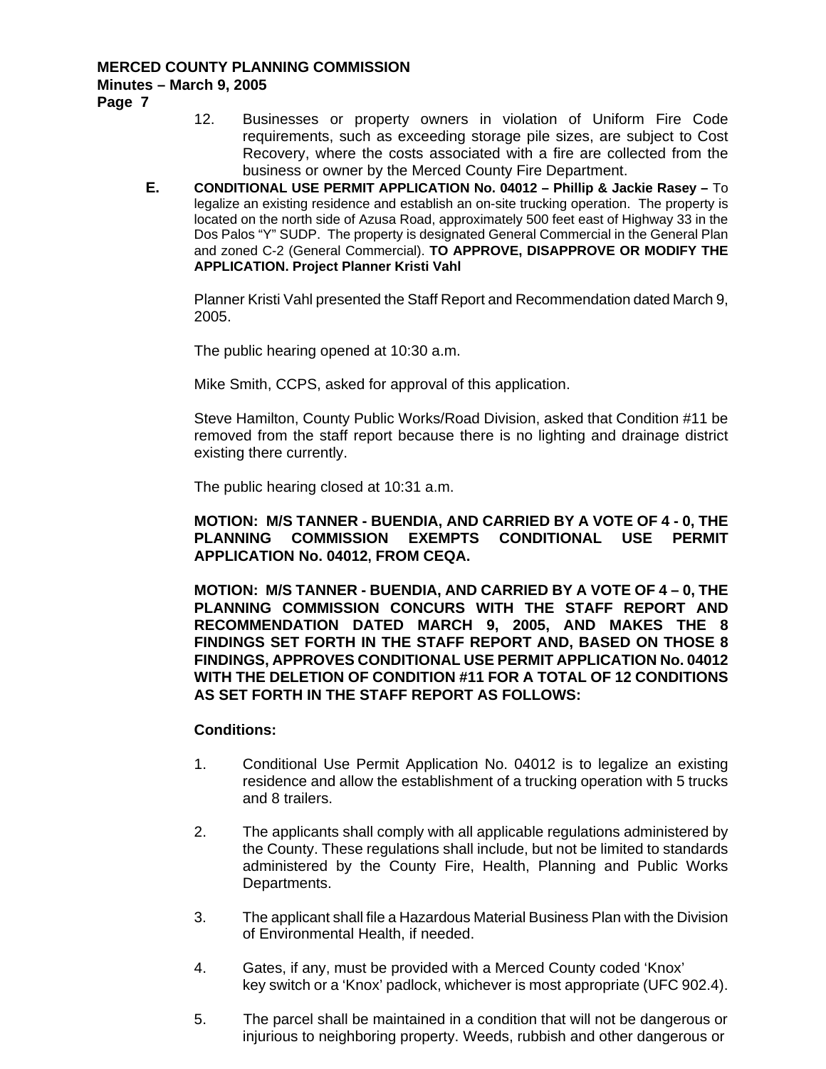12. Businesses or property owners in violation of Uniform Fire Code requirements, such as exceeding storage pile sizes, are subject to Cost Recovery, where the costs associated with a fire are collected from the business or owner by the Merced County Fire Department.

**E. CONDITIONAL USE PERMIT APPLICATION No. 04012 – Phillip & Jackie Rasey –** To legalize an existing residence and establish an on-site trucking operation. The property is located on the north side of Azusa Road, approximately 500 feet east of Highway 33 in the Dos Palos "Y" SUDP. The property is designated General Commercial in the General Plan and zoned C-2 (General Commercial). **TO APPROVE, DISAPPROVE OR MODIFY THE APPLICATION. Project Planner Kristi Vahl**

Planner Kristi Vahl presented the Staff Report and Recommendation dated March 9, 2005.

The public hearing opened at 10:30 a.m.

Mike Smith, CCPS, asked for approval of this application.

Steve Hamilton, County Public Works/Road Division, asked that Condition #11 be removed from the staff report because there is no lighting and drainage district existing there currently.

The public hearing closed at 10:31 a.m.

**MOTION: M/S TANNER - BUENDIA, AND CARRIED BY A VOTE OF 4 - 0, THE PLANNING COMMISSION EXEMPTS CONDITIONAL USE PERMIT APPLICATION No. 04012, FROM CEQA.**

**MOTION: M/S TANNER - BUENDIA, AND CARRIED BY A VOTE OF 4 – 0, THE PLANNING COMMISSION CONCURS WITH THE STAFF REPORT AND RECOMMENDATION DATED MARCH 9, 2005, AND MAKES THE 8 FINDINGS SET FORTH IN THE STAFF REPORT AND, BASED ON THOSE 8 FINDINGS, APPROVES CONDITIONAL USE PERMIT APPLICATION No. 04012 WITH THE DELETION OF CONDITION #11 FOR A TOTAL OF 12 CONDITIONS AS SET FORTH IN THE STAFF REPORT AS FOLLOWS:**

**Conditions:**

1. Conditional Use Permit Application No. 04012 is to legalize an existing residence and allow the establishment of a trucking operation with 5 trucks and 8 trailers.

2. The applicants shall comply with all applicable regulations administered by the County. These regulations shall include, but not be limited to standards administered by the County Fire, Health, Planning and Public Works Departments.

3. The applicant shall file a Hazardous Material Business Plan with the Division of Environmental Health, if needed.

4. Gates, if any, must be provided with a Merced County coded 'Knox' key switch or a 'Knox' padlock, whichever is most appropriate (UFC 902.4).

5. The parcel shall be maintained in a condition that will not be dangerous or injurious to neighboring property. Weeds, rubbish and other dangerous or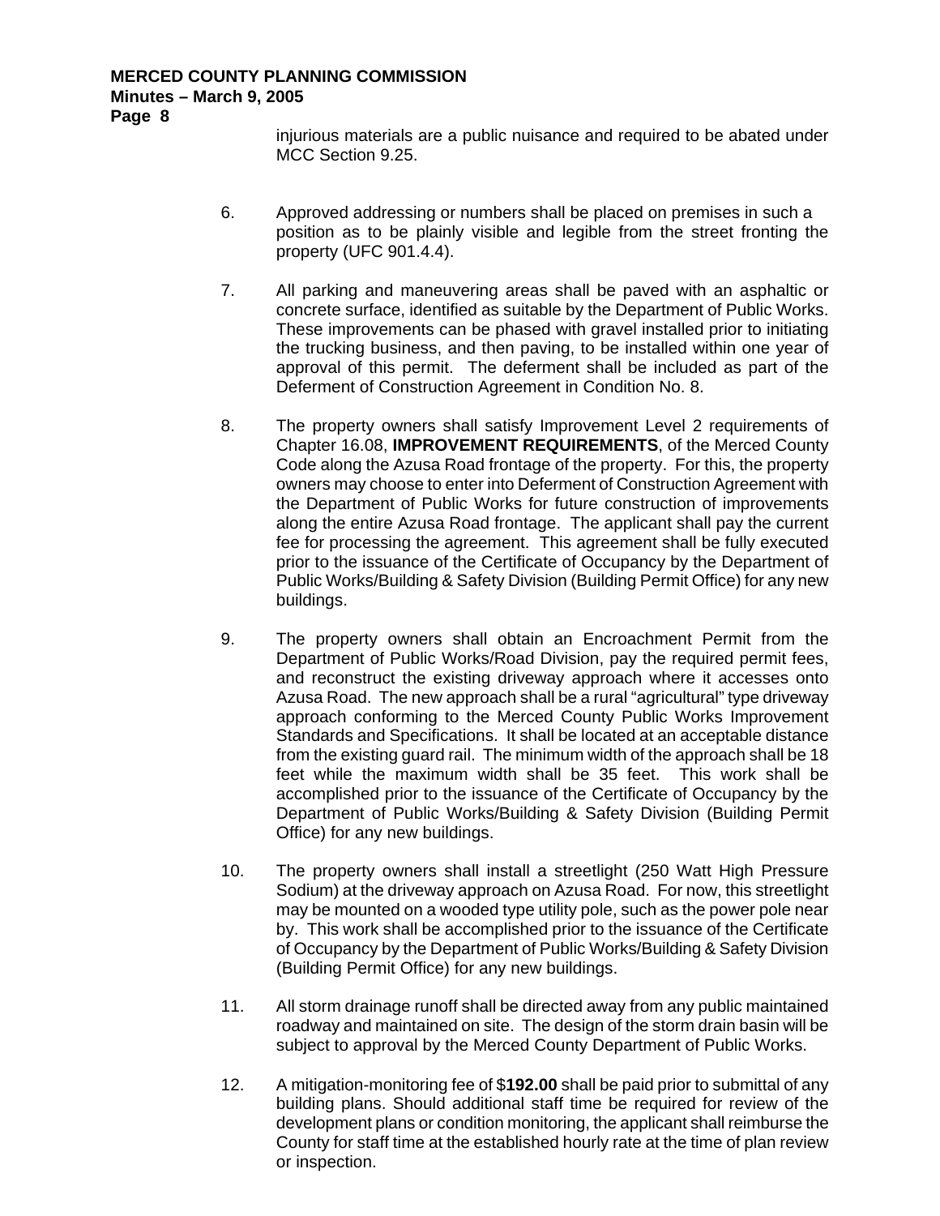injurious materials are a public nuisance and required to be abated under MCC Section 9.25.

6. Approved addressing or numbers shall be placed on premises in such a position as to be plainly visible and legible from the street fronting the property (UFC 901.4.4).

7. All parking and maneuvering areas shall be paved with an asphaltic or concrete surface, identified as suitable by the Department of Public Works. These improvements can be phased with gravel installed prior to initiating the trucking business, and then paving, to be installed within one year of approval of this permit. The deferment shall be included as part of the Deferment of Construction Agreement in Condition No. 8.

8. The property owners shall satisfy Improvement Level 2 requirements of Chapter 16.08, **IMPROVEMENT REQUIREMENTS**, of the Merced County Code along the Azusa Road frontage of the property. For this, the property owners may choose to enter into Deferment of Construction Agreement with the Department of Public Works for future construction of improvements along the entire Azusa Road frontage. The applicant shall pay the current fee for processing the agreement. This agreement shall be fully executed prior to the issuance of the Certificate of Occupancy by the Department of Public Works/Building & Safety Division (Building Permit Office) for any new buildings.

9. The property owners shall obtain an Encroachment Permit from the Department of Public Works/Road Division, pay the required permit fees, and reconstruct the existing driveway approach where it accesses onto Azusa Road. The new approach shall be a rural "agricultural" type driveway approach conforming to the Merced County Public Works Improvement Standards and Specifications. It shall be located at an acceptable distance from the existing guard rail. The minimum width of the approach shall be 18 feet while the maximum width shall be 35 feet. This work shall be accomplished prior to the issuance of the Certificate of Occupancy by the Department of Public Works/Building & Safety Division (Building Permit Office) for any new buildings.

10. The property owners shall install a streetlight (250 Watt High Pressure Sodium) at the driveway approach on Azusa Road. For now, this streetlight may be mounted on a wooded type utility pole, such as the power pole near by. This work shall be accomplished prior to the issuance of the Certificate of Occupancy by the Department of Public Works/Building & Safety Division (Building Permit Office) for any new buildings.

11. All storm drainage runoff shall be directed away from any public maintained roadway and maintained on site. The design of the storm drain basin will be subject to approval by the Merced County Department of Public Works.

12. A mitigation-monitoring fee of $**192.00** shall be paid prior to submittal of any building plans. Should additional staff time be required for review of the development plans or condition monitoring, the applicant shall reimburse the County for staff time at the established hourly rate at the time of plan review or inspection.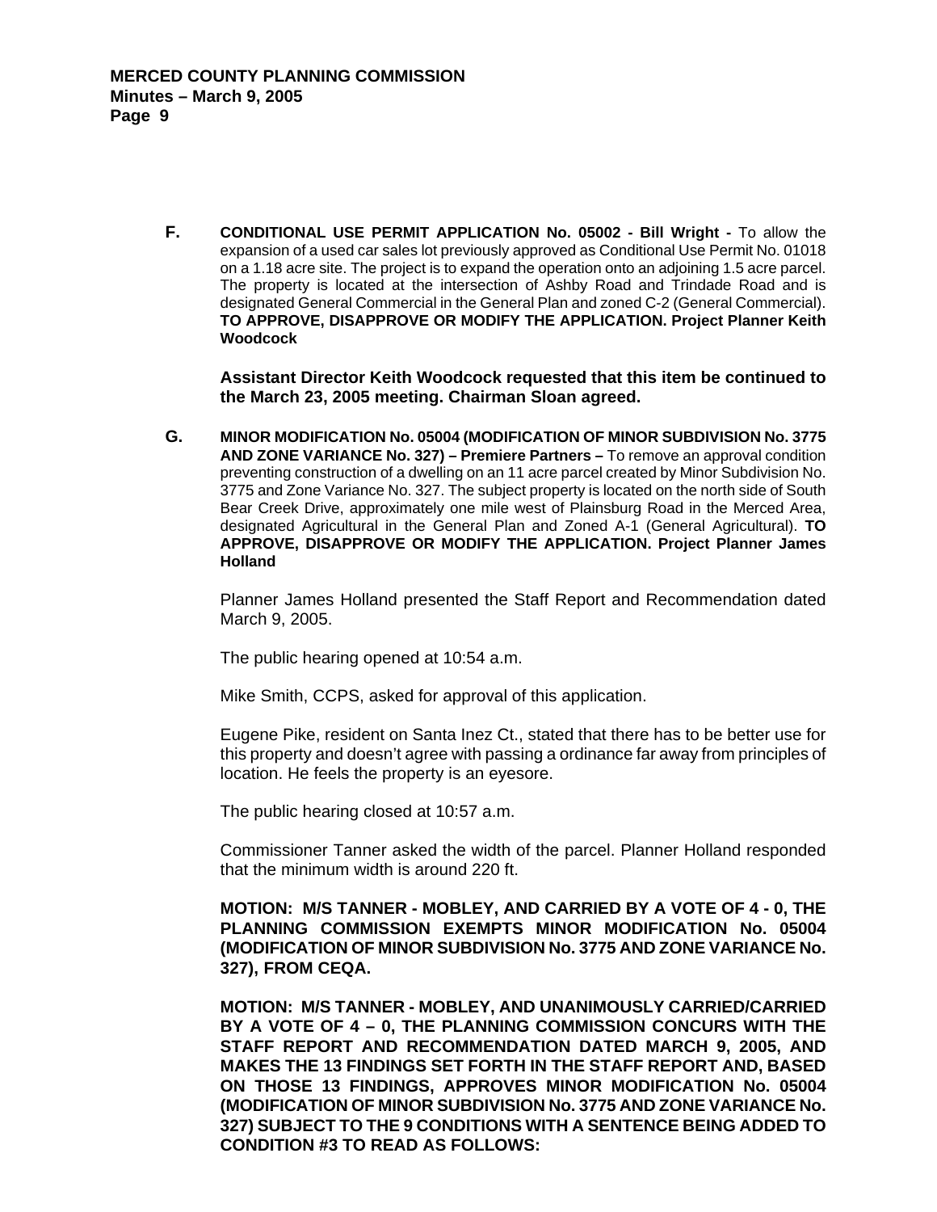**F. CONDITIONAL USE PERMIT APPLICATION No. 05002 - Bill Wright -** To allow the expansion of a used car sales lot previously approved as Conditional Use Permit No. 01018 on a 1.18 acre site. The project is to expand the operation onto an adjoining 1.5 acre parcel. The property is located at the intersection of Ashby Road and Trindade Road and is designated General Commercial in the General Plan and zoned C-2 (General Commercial). **TO APPROVE, DISAPPROVE OR MODIFY THE APPLICATION. Project Planner Keith Woodcock**

**Assistant Director Keith Woodcock requested that this item be continued to the March 23, 2005 meeting. Chairman Sloan agreed.**

**G. MINOR MODIFICATION No. 05004 (MODIFICATION OF MINOR SUBDIVISION No. 3775 AND ZONE VARIANCE No. 327) – Premiere Partners –** To remove an approval condition preventing construction of a dwelling on an 11 acre parcel created by Minor Subdivision No. 3775 and Zone Variance No. 327. The subject property is located on the north side of South Bear Creek Drive, approximately one mile west of Plainsburg Road in the Merced Area, designated Agricultural in the General Plan and Zoned A-1 (General Agricultural). **TO APPROVE, DISAPPROVE OR MODIFY THE APPLICATION. Project Planner James Holland**

Planner James Holland presented the Staff Report and Recommendation dated March 9, 2005.

The public hearing opened at 10:54 a.m.

Mike Smith, CCPS, asked for approval of this application.

Eugene Pike, resident on Santa Inez Ct., stated that there has to be better use for this property and doesn't agree with passing a ordinance far away from principles of location. He feels the property is an eyesore.

The public hearing closed at 10:57 a.m.

Commissioner Tanner asked the width of the parcel. Planner Holland responded that the minimum width is around 220 ft.

**MOTION: M/S TANNER - MOBLEY, AND CARRIED BY A VOTE OF 4 - 0, THE PLANNING COMMISSION EXEMPTS MINOR MODIFICATION No. 05004 (MODIFICATION OF MINOR SUBDIVISION No. 3775 AND ZONE VARIANCE No. 327), FROM CEQA.**

**MOTION: M/S TANNER - MOBLEY, AND UNANIMOUSLY CARRIED/CARRIED BY A VOTE OF 4 – 0, THE PLANNING COMMISSION CONCURS WITH THE STAFF REPORT AND RECOMMENDATION DATED MARCH 9, 2005, AND MAKES THE 13 FINDINGS SET FORTH IN THE STAFF REPORT AND, BASED ON THOSE 13 FINDINGS, APPROVES MINOR MODIFICATION No. 05004 (MODIFICATION OF MINOR SUBDIVISION No. 3775 AND ZONE VARIANCE No. 327) SUBJECT TO THE 9 CONDITIONS WITH A SENTENCE BEING ADDED TO CONDITION #3 TO READ AS FOLLOWS:**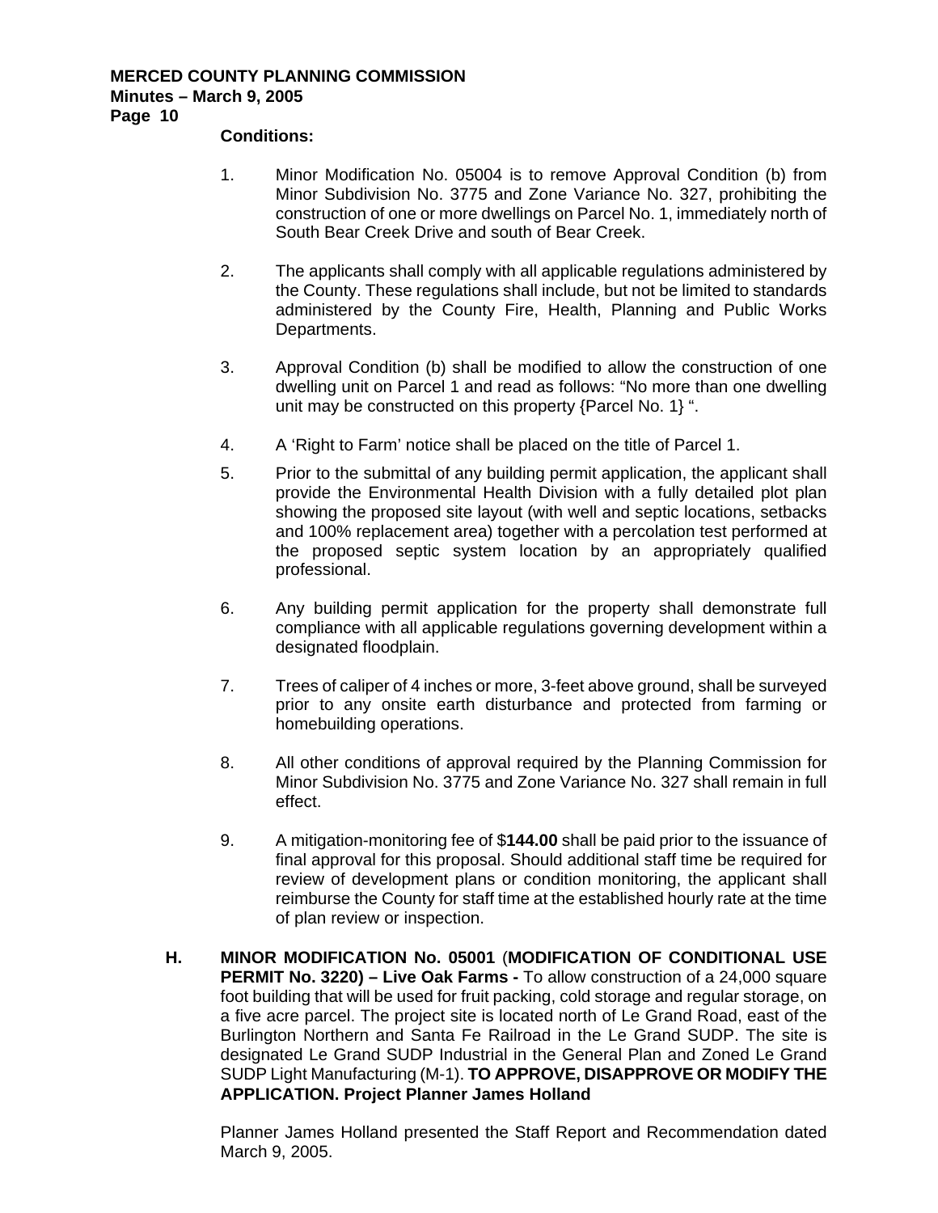**Conditions:**

1. Minor Modification No. 05004 is to remove Approval Condition (b) from Minor Subdivision No. 3775 and Zone Variance No. 327, prohibiting the construction of one or more dwellings on Parcel No. 1, immediately north of South Bear Creek Drive and south of Bear Creek.

2. The applicants shall comply with all applicable regulations administered by the County. These regulations shall include, but not be limited to standards administered by the County Fire, Health, Planning and Public Works Departments.

3. Approval Condition (b) shall be modified to allow the construction of one dwelling unit on Parcel 1 and read as follows: "No more than one dwelling unit may be constructed on this property {Parcel No. 1} ".

4. A 'Right to Farm' notice shall be placed on the title of Parcel 1.

5. Prior to the submittal of any building permit application, the applicant shall provide the Environmental Health Division with a fully detailed plot plan showing the proposed site layout (with well and septic locations, setbacks and 100% replacement area) together with a percolation test performed at the proposed septic system location by an appropriately qualified professional.

6. Any building permit application for the property shall demonstrate full compliance with all applicable regulations governing development within a designated floodplain.

7. Trees of caliper of 4 inches or more, 3-feet above ground, shall be surveyed prior to any onsite earth disturbance and protected from farming or homebuilding operations.

8. All other conditions of approval required by the Planning Commission for Minor Subdivision No. 3775 and Zone Variance No. 327 shall remain in full effect.

9. A mitigation-monitoring fee of $**144.00** shall be paid prior to the issuance of final approval for this proposal. Should additional staff time be required for review of development plans or condition monitoring, the applicant shall reimburse the County for staff time at the established hourly rate at the time of plan review or inspection.

**H. MINOR MODIFICATION No. 05001** (**MODIFICATION OF CONDITIONAL USE PERMIT No. 3220) – Live Oak Farms -** To allow construction of a 24,000 square foot building that will be used for fruit packing, cold storage and regular storage, on a five acre parcel. The project site is located north of Le Grand Road, east of the Burlington Northern and Santa Fe Railroad in the Le Grand SUDP. The site is designated Le Grand SUDP Industrial in the General Plan and Zoned Le Grand SUDP Light Manufacturing (M-1). **TO APPROVE, DISAPPROVE OR MODIFY THE APPLICATION. Project Planner James Holland**

Planner James Holland presented the Staff Report and Recommendation dated March 9, 2005.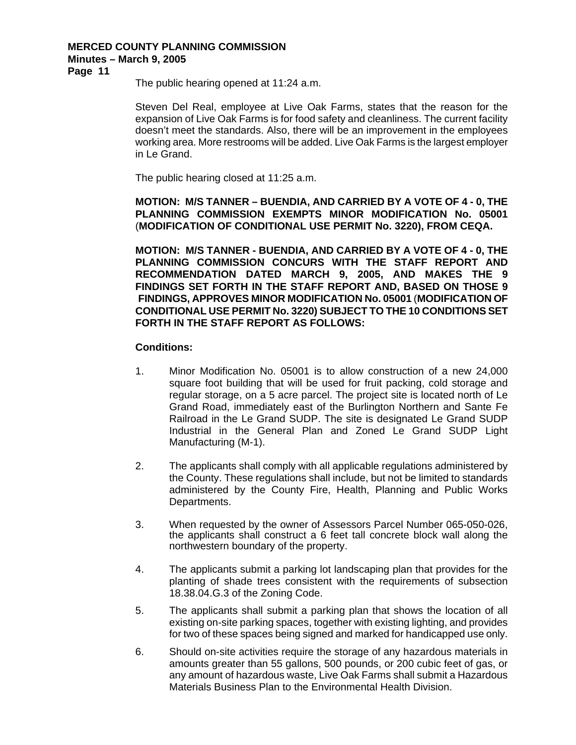The public hearing opened at 11:24 a.m.

Steven Del Real, employee at Live Oak Farms, states that the reason for the expansion of Live Oak Farms is for food safety and cleanliness. The current facility doesn't meet the standards. Also, there will be an improvement in the employees working area. More restrooms will be added. Live Oak Farms is the largest employer in Le Grand.

The public hearing closed at 11:25 a.m.

**MOTION: M/S TANNER – BUENDIA, AND CARRIED BY A VOTE OF 4 - 0, THE PLANNING COMMISSION EXEMPTS MINOR MODIFICATION No. 05001 (MODIFICATION OF CONDITIONAL USE PERMIT No. 3220), FROM CEQA.**

**MOTION: M/S TANNER - BUENDIA, AND CARRIED BY A VOTE OF 4 - 0, THE PLANNING COMMISSION CONCURS WITH THE STAFF REPORT AND RECOMMENDATION DATED MARCH 9, 2005, AND MAKES THE 9 FINDINGS SET FORTH IN THE STAFF REPORT AND, BASED ON THOSE 9 FINDINGS, APPROVES MINOR MODIFICATION No. 05001 (MODIFICATION OF CONDITIONAL USE PERMIT No. 3220) SUBJECT TO THE 10 CONDITIONS SET FORTH IN THE STAFF REPORT AS FOLLOWS:**

**Conditions:**

1. Minor Modification No. 05001 is to allow construction of a new 24,000 square foot building that will be used for fruit packing, cold storage and regular storage, on a 5 acre parcel. The project site is located north of Le Grand Road, immediately east of the Burlington Northern and Sante Fe Railroad in the Le Grand SUDP. The site is designated Le Grand SUDP Industrial in the General Plan and Zoned Le Grand SUDP Light Manufacturing (M-1).

2. The applicants shall comply with all applicable regulations administered by the County. These regulations shall include, but not be limited to standards administered by the County Fire, Health, Planning and Public Works Departments.

3. When requested by the owner of Assessors Parcel Number 065-050-026, the applicants shall construct a 6 feet tall concrete block wall along the northwestern boundary of the property.

4. The applicants submit a parking lot landscaping plan that provides for the planting of shade trees consistent with the requirements of subsection 18.38.04.G.3 of the Zoning Code.

5. The applicants shall submit a parking plan that shows the location of all existing on-site parking spaces, together with existing lighting, and provides for two of these spaces being signed and marked for handicapped use only.

6. Should on-site activities require the storage of any hazardous materials in amounts greater than 55 gallons, 500 pounds, or 200 cubic feet of gas, or any amount of hazardous waste, Live Oak Farms shall submit a Hazardous Materials Business Plan to the Environmental Health Division.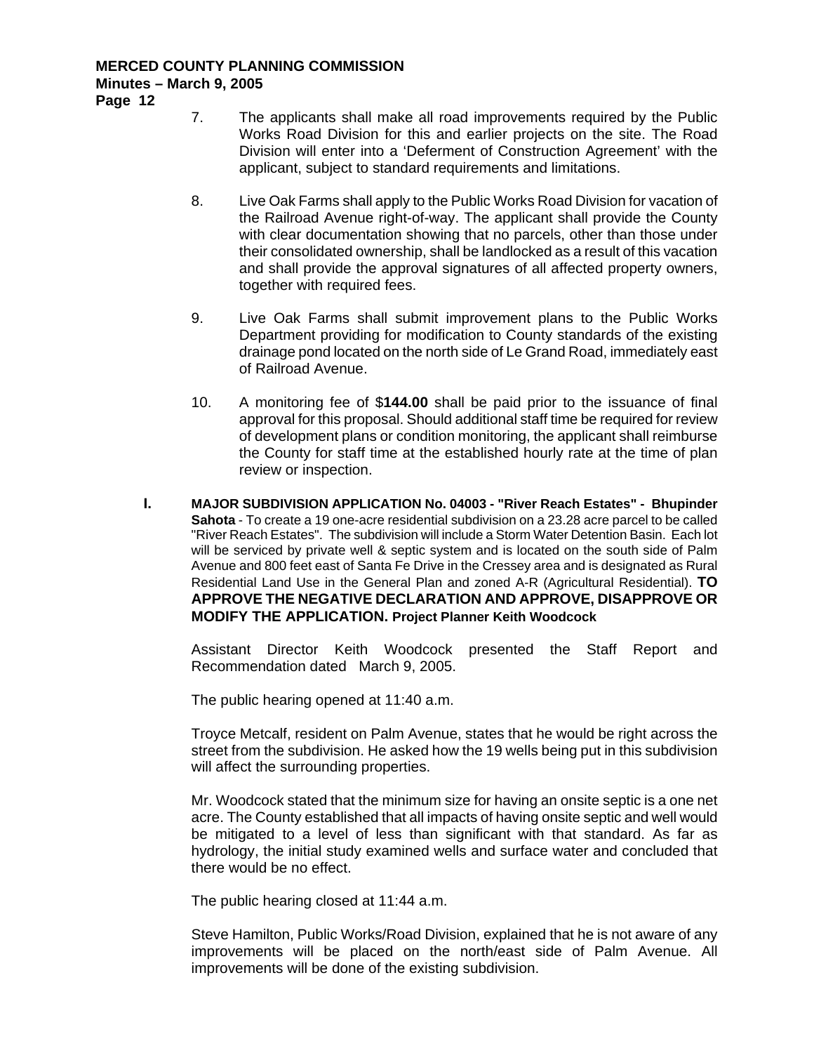7. The applicants shall make all road improvements required by the Public Works Road Division for this and earlier projects on the site. The Road Division will enter into a 'Deferment of Construction Agreement' with the applicant, subject to standard requirements and limitations.

8. Live Oak Farms shall apply to the Public Works Road Division for vacation of the Railroad Avenue right-of-way. The applicant shall provide the County with clear documentation showing that no parcels, other than those under their consolidated ownership, shall be landlocked as a result of this vacation and shall provide the approval signatures of all affected property owners, together with required fees.

9. Live Oak Farms shall submit improvement plans to the Public Works Department providing for modification to County standards of the existing drainage pond located on the north side of Le Grand Road, immediately east of Railroad Avenue.

10. A monitoring fee of $**144.00** shall be paid prior to the issuance of final approval for this proposal. Should additional staff time be required for review of development plans or condition monitoring, the applicant shall reimburse the County for staff time at the established hourly rate at the time of plan review or inspection.

**I. MAJOR SUBDIVISION APPLICATION No. 04003 - "River Reach Estates" - Bhupinder Sahota** - To create a 19 one-acre residential subdivision on a 23.28 acre parcel to be called "River Reach Estates". The subdivision will include a Storm Water Detention Basin. Each lot will be serviced by private well & septic system and is located on the south side of Palm Avenue and 800 feet east of Santa Fe Drive in the Cressey area and is designated as Rural Residential Land Use in the General Plan and zoned A-R (Agricultural Residential). **TO APPROVE THE NEGATIVE DECLARATION AND APPROVE, DISAPPROVE OR MODIFY THE APPLICATION. Project Planner Keith Woodcock**

Assistant Director Keith Woodcock presented the Staff Report and Recommendation dated March 9, 2005.

The public hearing opened at 11:40 a.m.

Troyce Metcalf, resident on Palm Avenue, states that he would be right across the street from the subdivision. He asked how the 19 wells being put in this subdivision will affect the surrounding properties.

Mr. Woodcock stated that the minimum size for having an onsite septic is a one net acre. The County established that all impacts of having onsite septic and well would be mitigated to a level of less than significant with that standard. As far as hydrology, the initial study examined wells and surface water and concluded that there would be no effect.

The public hearing closed at 11:44 a.m.

Steve Hamilton, Public Works/Road Division, explained that he is not aware of any improvements will be placed on the north/east side of Palm Avenue. All improvements will be done of the existing subdivision.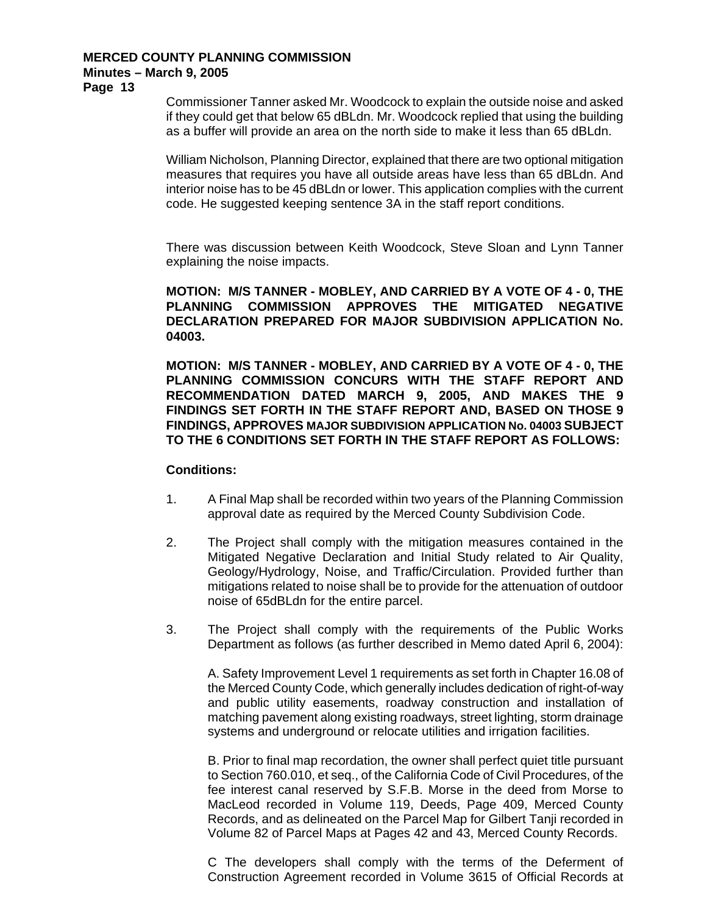Commissioner Tanner asked Mr. Woodcock to explain the outside noise and asked if they could get that below 65 dBLdn. Mr. Woodcock replied that using the building as a buffer will provide an area on the north side to make it less than 65 dBLdn.

William Nicholson, Planning Director, explained that there are two optional mitigation measures that requires you have all outside areas have less than 65 dBLdn. And interior noise has to be 45 dBLdn or lower. This application complies with the current code. He suggested keeping sentence 3A in the staff report conditions.

There was discussion between Keith Woodcock, Steve Sloan and Lynn Tanner explaining the noise impacts.

**MOTION: M/S TANNER - MOBLEY, AND CARRIED BY A VOTE OF 4 - 0, THE PLANNING COMMISSION APPROVES THE MITIGATED NEGATIVE DECLARATION PREPARED FOR MAJOR SUBDIVISION APPLICATION No. 04003.**

**MOTION: M/S TANNER - MOBLEY, AND CARRIED BY A VOTE OF 4 - 0, THE PLANNING COMMISSION CONCURS WITH THE STAFF REPORT AND RECOMMENDATION DATED MARCH 9, 2005, AND MAKES THE 9 FINDINGS SET FORTH IN THE STAFF REPORT AND, BASED ON THOSE 9 FINDINGS, APPROVES MAJOR SUBDIVISION APPLICATION No. 04003 SUBJECT TO THE 6 CONDITIONS SET FORTH IN THE STAFF REPORT AS FOLLOWS:**

**Conditions:**

1. A Final Map shall be recorded within two years of the Planning Commission approval date as required by the Merced County Subdivision Code.

2. The Project shall comply with the mitigation measures contained in the Mitigated Negative Declaration and Initial Study related to Air Quality, Geology/Hydrology, Noise, and Traffic/Circulation. Provided further than mitigations related to noise shall be to provide for the attenuation of outdoor noise of 65dBLdn for the entire parcel.

3. The Project shall comply with the requirements of the Public Works Department as follows (as further described in Memo dated April 6, 2004):

   A. Safety Improvement Level 1 requirements as set forth in Chapter 16.08 of the Merced County Code, which generally includes dedication of right-of-way and public utility easements, roadway construction and installation of matching pavement along existing roadways, street lighting, storm drainage systems and underground or relocate utilities and irrigation facilities.

   B. Prior to final map recordation, the owner shall perfect quiet title pursuant to Section 760.010, et seq., of the California Code of Civil Procedures, of the fee interest canal reserved by S.F.B. Morse in the deed from Morse to MacLeod recorded in Volume 119, Deeds, Page 409, Merced County Records, and as delineated on the Parcel Map for Gilbert Tanji recorded in Volume 82 of Parcel Maps at Pages 42 and 43, Merced County Records.

   C The developers shall comply with the terms of the Deferment of Construction Agreement recorded in Volume 3615 of Official Records at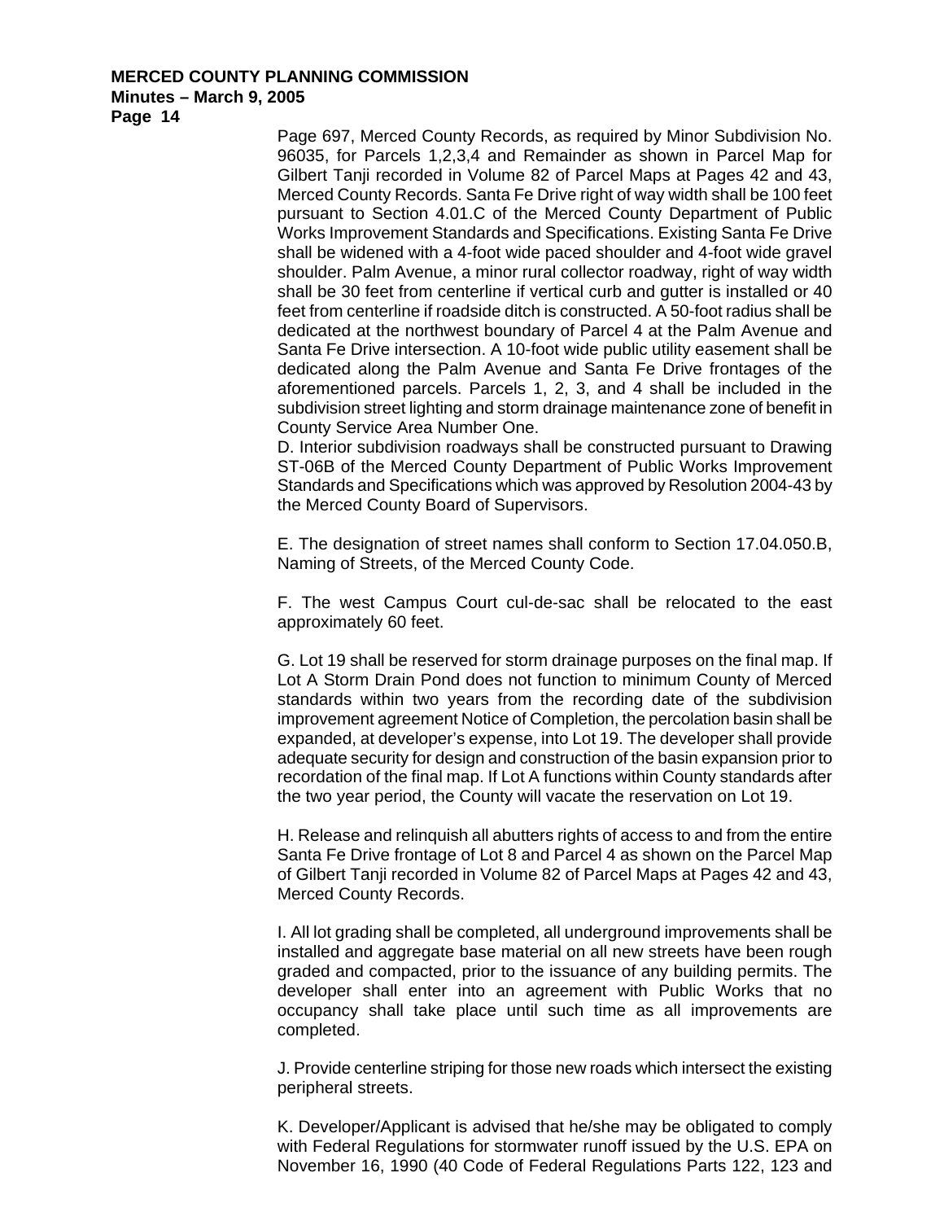Page 697, Merced County Records, as required by Minor Subdivision No. 96035, for Parcels 1,2,3,4 and Remainder as shown in Parcel Map for Gilbert Tanji recorded in Volume 82 of Parcel Maps at Pages 42 and 43, Merced County Records. Santa Fe Drive right of way width shall be 100 feet pursuant to Section 4.01.C of the Merced County Department of Public Works Improvement Standards and Specifications. Existing Santa Fe Drive shall be widened with a 4-foot wide paced shoulder and 4-foot wide gravel shoulder. Palm Avenue, a minor rural collector roadway, right of way width shall be 30 feet from centerline if vertical curb and gutter is installed or 40 feet from centerline if roadside ditch is constructed. A 50-foot radius shall be dedicated at the northwest boundary of Parcel 4 at the Palm Avenue and Santa Fe Drive intersection. A 10-foot wide public utility easement shall be dedicated along the Palm Avenue and Santa Fe Drive frontages of the aforementioned parcels. Parcels 1, 2, 3, and 4 shall be included in the subdivision street lighting and storm drainage maintenance zone of benefit in County Service Area Number One.

D. Interior subdivision roadways shall be constructed pursuant to Drawing ST-06B of the Merced County Department of Public Works Improvement Standards and Specifications which was approved by Resolution 2004-43 by the Merced County Board of Supervisors.

E. The designation of street names shall conform to Section 17.04.050.B, Naming of Streets, of the Merced County Code.

F. The west Campus Court cul-de-sac shall be relocated to the east approximately 60 feet.

G. Lot 19 shall be reserved for storm drainage purposes on the final map. If Lot A Storm Drain Pond does not function to minimum County of Merced standards within two years from the recording date of the subdivision improvement agreement Notice of Completion, the percolation basin shall be expanded, at developer's expense, into Lot 19. The developer shall provide adequate security for design and construction of the basin expansion prior to recordation of the final map. If Lot A functions within County standards after the two year period, the County will vacate the reservation on Lot 19.

H. Release and relinquish all abutters rights of access to and from the entire Santa Fe Drive frontage of Lot 8 and Parcel 4 as shown on the Parcel Map of Gilbert Tanji recorded in Volume 82 of Parcel Maps at Pages 42 and 43, Merced County Records.

I. All lot grading shall be completed, all underground improvements shall be installed and aggregate base material on all new streets have been rough graded and compacted, prior to the issuance of any building permits. The developer shall enter into an agreement with Public Works that no occupancy shall take place until such time as all improvements are completed.

J. Provide centerline striping for those new roads which intersect the existing peripheral streets.

K. Developer/Applicant is advised that he/she may be obligated to comply with Federal Regulations for stormwater runoff issued by the U.S. EPA on November 16, 1990 (40 Code of Federal Regulations Parts 122, 123 and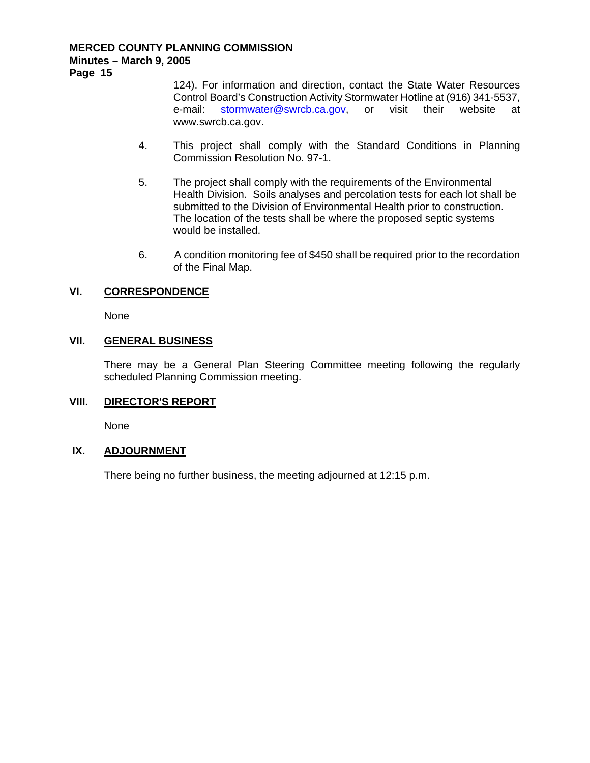124). For information and direction, contact the State Water Resources Control Board's Construction Activity Stormwater Hotline at (916) 341-5537, e-mail: stormwater@swrcb.ca.gov, or visit their website at www.swrcb.ca.gov.

4. This project shall comply with the Standard Conditions in Planning Commission Resolution No. 97-1.

5. The project shall comply with the requirements of the Environmental Health Division. Soils analyses and percolation tests for each lot shall be submitted to the Division of Environmental Health prior to construction. The location of the tests shall be where the proposed septic systems would be installed.

6. A condition monitoring fee of $450 shall be required prior to the recordation of the Final Map.

## VI. CORRESPONDENCE

None

## VII. GENERAL BUSINESS

There may be a General Plan Steering Committee meeting following the regularly scheduled Planning Commission meeting.

## VIII. DIRECTOR'S REPORT

None

## IX. ADJOURNMENT

There being no further business, the meeting adjourned at 12:15 p.m.